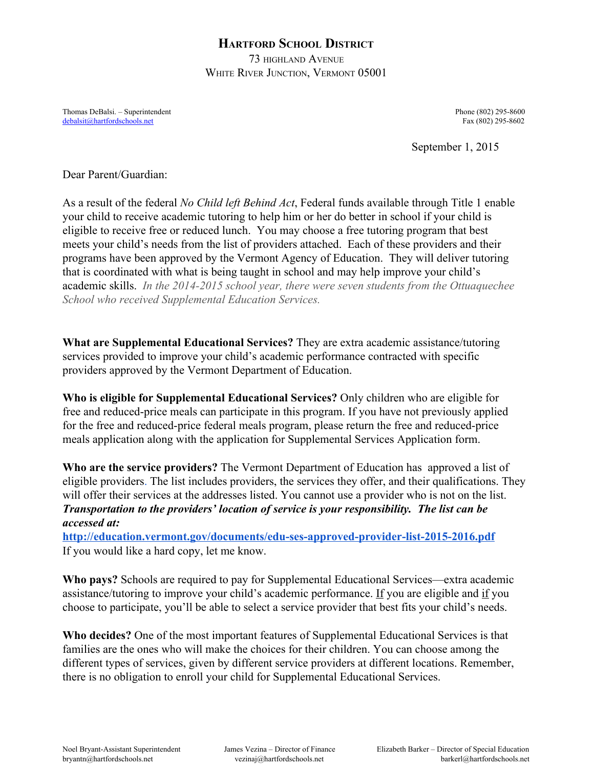# Hartford School District

73 Highland Avenue
White River Junction, Vermont 05001

Thomas DeBalsi. – Superintendent
debalsit@hartfordschools.net

Phone (802) 295-8600
Fax (802) 295-8602

September 1, 2015

Dear Parent/Guardian:

As a result of the federal *No Child left Behind Act*, Federal funds available through Title 1 enable your child to receive academic tutoring to help him or her do better in school if your child is eligible to receive free or reduced lunch. You may choose a free tutoring program that best meets your child's needs from the list of providers attached. Each of these providers and their programs have been approved by the Vermont Agency of Education. They will deliver tutoring that is coordinated with what is being taught in school and may help improve your child's academic skills. *In the 2014-2015 school year, there were seven students from the Ottuaquechee School who received Supplemental Education Services.*

**What are Supplemental Educational Services?** They are extra academic assistance/tutoring services provided to improve your child's academic performance contracted with specific providers approved by the Vermont Department of Education.

**Who is eligible for Supplemental Educational Services?** Only children who are eligible for free and reduced-price meals can participate in this program. If you have not previously applied for the free and reduced-price federal meals program, please return the free and reduced-price meals application along with the application for Supplemental Services Application form.

**Who are the service providers?** The Vermont Department of Education has approved a list of eligible providers. The list includes providers, the services they offer, and their qualifications. They will offer their services at the addresses listed. You cannot use a provider who is not on the list. ***Transportation to the providers' location of service is your responsibility. The list can be accessed at:***
**http://education.vermont.gov/documents/edu-ses-approved-provider-list-2015-2016.pdf**
If you would like a hard copy, let me know.

**Who pays?** Schools are required to pay for Supplemental Educational Services—extra academic assistance/tutoring to improve your child's academic performance. If you are eligible and if you choose to participate, you'll be able to select a service provider that best fits your child's needs.

**Who decides?** One of the most important features of Supplemental Educational Services is that families are the ones who will make the choices for their children. You can choose among the different types of services, given by different service providers at different locations. Remember, there is no obligation to enroll your child for Supplemental Educational Services.

Noel Bryant-Assistant Superintendent
bryantn@hartfordschools.net

James Vezina – Director of Finance
vezinaj@hartfordschools.net

Elizabeth Barker – Director of Special Education
barkerl@hartfordschools.net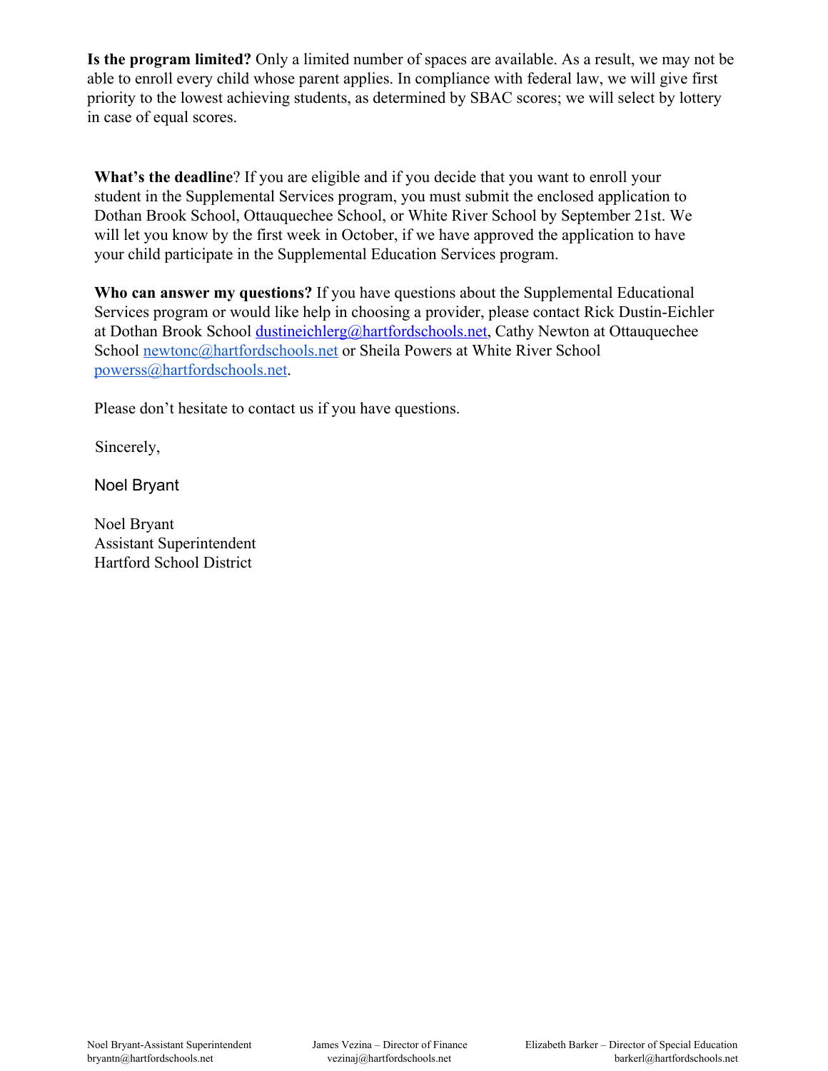**Is the program limited?** Only a limited number of spaces are available. As a result, we may not be able to enroll every child whose parent applies. In compliance with federal law, we will give first priority to the lowest achieving students, as determined by SBAC scores; we will select by lottery in case of equal scores.

**What's the deadline**? If you are eligible and if you decide that you want to enroll your student in the Supplemental Services program, you must submit the enclosed application to Dothan Brook School, Ottauquechee School, or White River School by September 21st. We will let you know by the first week in October, if we have approved the application to have your child participate in the Supplemental Education Services program.

**Who can answer my questions?** If you have questions about the Supplemental Educational Services program or would like help in choosing a provider, please contact Rick Dustin-Eichler at Dothan Brook School dustineichlerg@hartfordschools.net, Cathy Newton at Ottauquechee School newtonc@hartfordschools.net or Sheila Powers at White River School powerss@hartfordschools.net.

Please don't hesitate to contact us if you have questions.

Sincerely,

Noel Bryant

Noel Bryant
Assistant Superintendent
Hartford School District